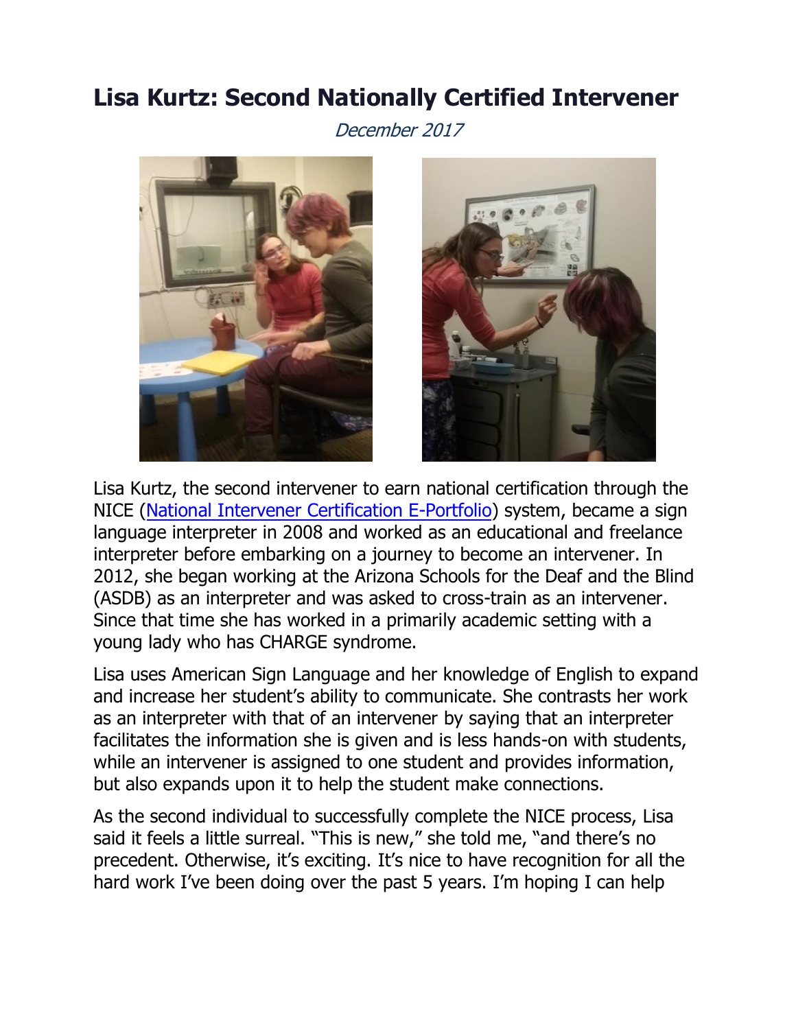# Lisa Kurtz: Second Nationally Certified Intervener

*December 2017*

Lisa Kurtz, the second intervener to earn national certification through the NICE ([National Intervener Certification E-Portfolio]) system, became a sign language interpreter in 2008 and worked as an educational and freelance interpreter before embarking on a journey to become an intervener. In 2012, she began working at the Arizona Schools for the Deaf and the Blind (ASDB) as an interpreter and was asked to cross-train as an intervener. Since that time she has worked in a primarily academic setting with a young lady who has CHARGE syndrome.

Lisa uses American Sign Language and her knowledge of English to expand and increase her student's ability to communicate. She contrasts her work as an interpreter with that of an intervener by saying that an interpreter facilitates the information she is given and is less hands-on with students, while an intervener is assigned to one student and provides information, but also expands upon it to help the student make connections.

As the second individual to successfully complete the NICE process, Lisa said it feels a little surreal. "This is new," she told me, "and there's no precedent. Otherwise, it's exciting. It's nice to have recognition for all the hard work I've been doing over the past 5 years. I'm hoping I can help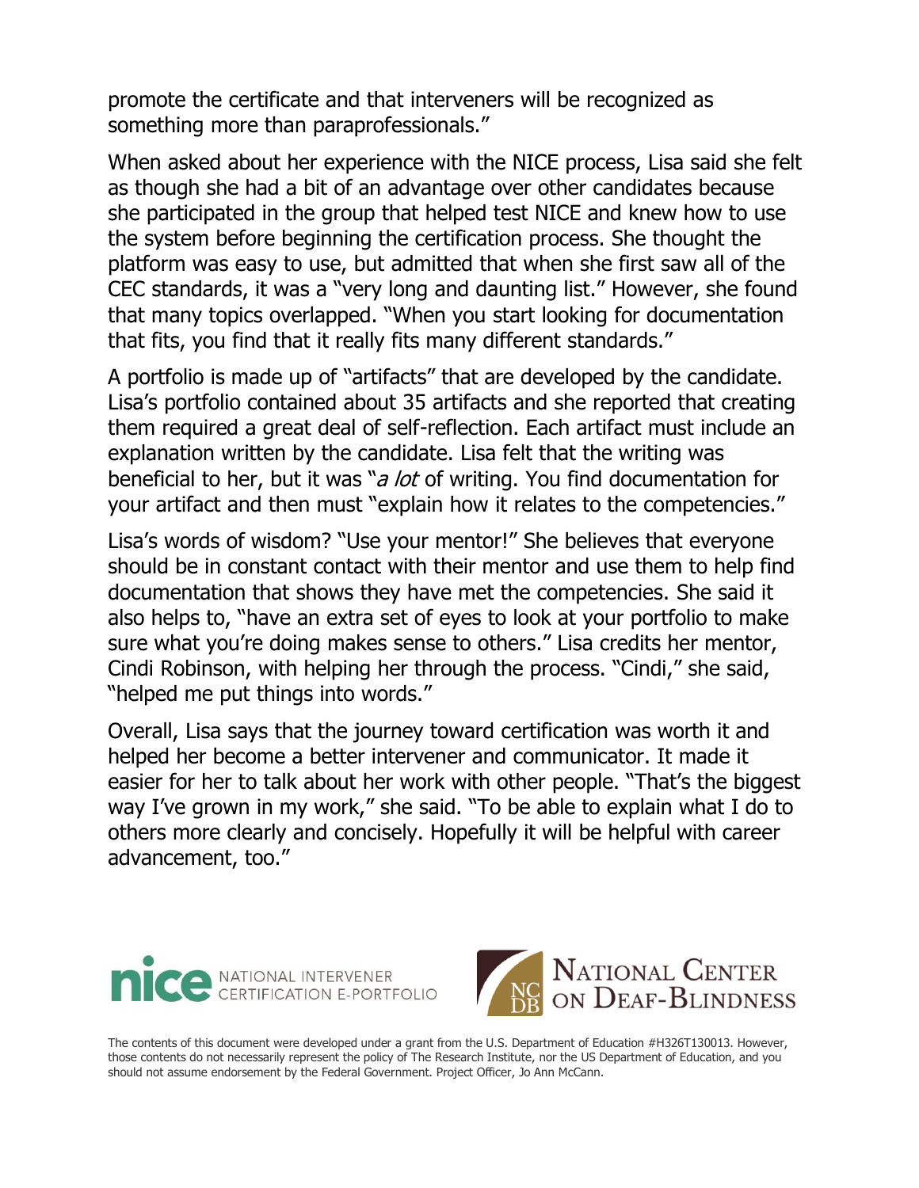promote the certificate and that interveners will be recognized as something more than paraprofessionals."

When asked about her experience with the NICE process, Lisa said she felt as though she had a bit of an advantage over other candidates because she participated in the group that helped test NICE and knew how to use the system before beginning the certification process. She thought the platform was easy to use, but admitted that when she first saw all of the CEC standards, it was a "very long and daunting list." However, she found that many topics overlapped. "When you start looking for documentation that fits, you find that it really fits many different standards."

A portfolio is made up of "artifacts" that are developed by the candidate. Lisa's portfolio contained about 35 artifacts and she reported that creating them required a great deal of self-reflection. Each artifact must include an explanation written by the candidate. Lisa felt that the writing was beneficial to her, but it was "*a lot* of writing. You find documentation for your artifact and then must "explain how it relates to the competencies."

Lisa's words of wisdom? "Use your mentor!" She believes that everyone should be in constant contact with their mentor and use them to help find documentation that shows they have met the competencies. She said it also helps to, "have an extra set of eyes to look at your portfolio to make sure what you're doing makes sense to others." Lisa credits her mentor, Cindi Robinson, with helping her through the process. "Cindi," she said, "helped me put things into words."

Overall, Lisa says that the journey toward certification was worth it and helped her become a better intervener and communicator. It made it easier for her to talk about her work with other people. "That's the biggest way I've grown in my work," she said. "To be able to explain what I do to others more clearly and concisely. Hopefully it will be helpful with career advancement, too."

nice NATIONAL INTERVENER CERTIFICATION E-PORTFOLIO

NATIONAL CENTER ON DEAF-BLINDNESS

The contents of this document were developed under a grant from the U.S. Department of Education #H326T130013. However, those contents do not necessarily represent the policy of The Research Institute, nor the US Department of Education, and you should not assume endorsement by the Federal Government. Project Officer, Jo Ann McCann.